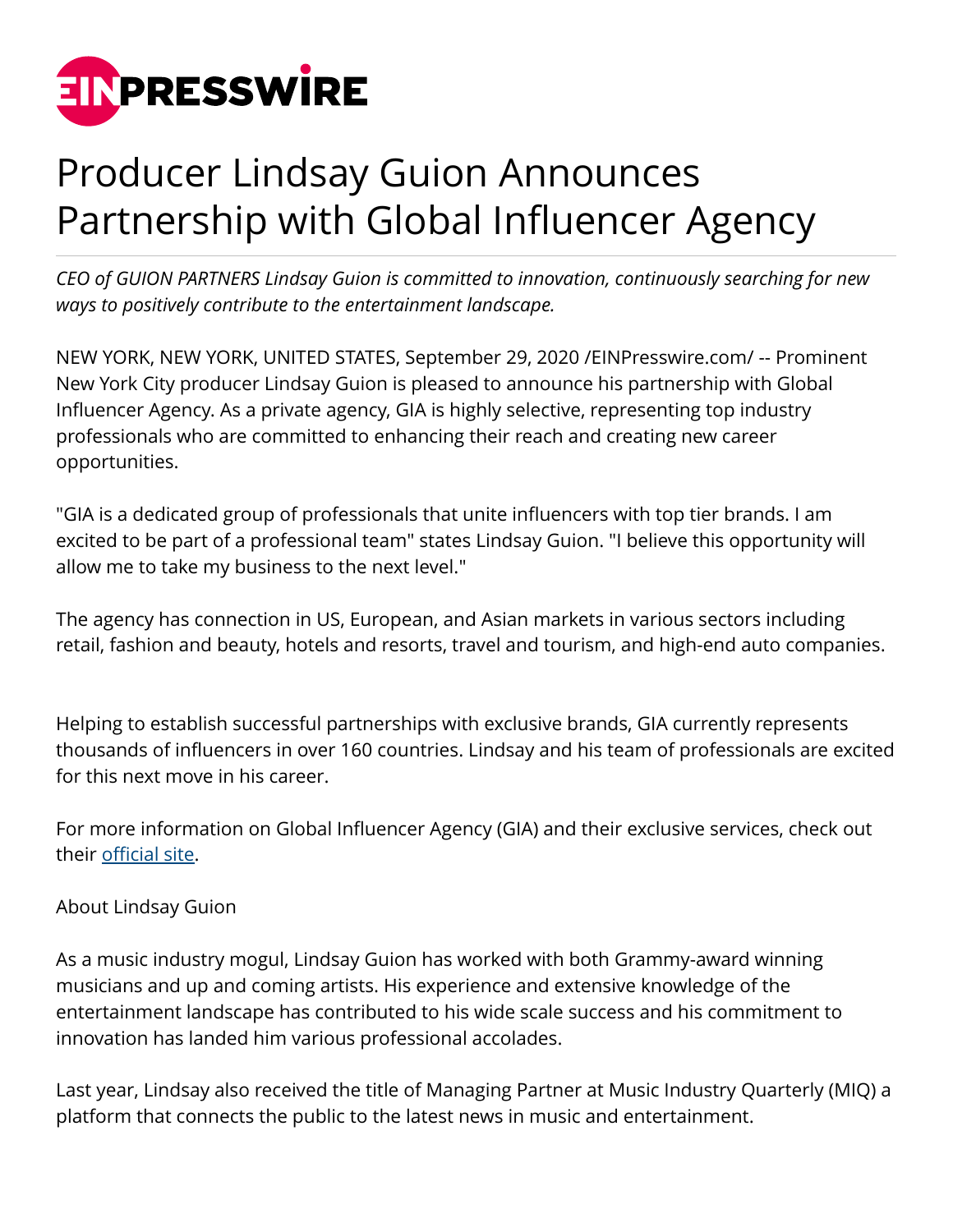# Producer Lindsay Guion Announces Partnership with Global Influencer Agency

*CEO of GUION PARTNERS Lindsay Guion is committed to innovation, continuously searching for new ways to positively contribute to the entertainment landscape.*

NEW YORK, NEW YORK, UNITED STATES, September 29, 2020 /EINPresswire.com/ -- Prominent New York City producer Lindsay Guion is pleased to announce his partnership with Global Influencer Agency. As a private agency, GIA is highly selective, representing top industry professionals who are committed to enhancing their reach and creating new career opportunities.

"GIA is a dedicated group of professionals that unite influencers with top tier brands. I am excited to be part of a professional team" states Lindsay Guion. "I believe this opportunity will allow me to take my business to the next level."

The agency has connection in US, European, and Asian markets in various sectors including retail, fashion and beauty, hotels and resorts, travel and tourism, and high-end auto companies.

Helping to establish successful partnerships with exclusive brands, GIA currently represents thousands of influencers in over 160 countries. Lindsay and his team of professionals are excited for this next move in his career.

For more information on Global Influencer Agency (GIA) and their exclusive services, check out their official site.

About Lindsay Guion

As a music industry mogul, Lindsay Guion has worked with both Grammy-award winning musicians and up and coming artists. His experience and extensive knowledge of the entertainment landscape has contributed to his wide scale success and his commitment to innovation has landed him various professional accolades.

Last year, Lindsay also received the title of Managing Partner at Music Industry Quarterly (MIQ) a platform that connects the public to the latest news in music and entertainment.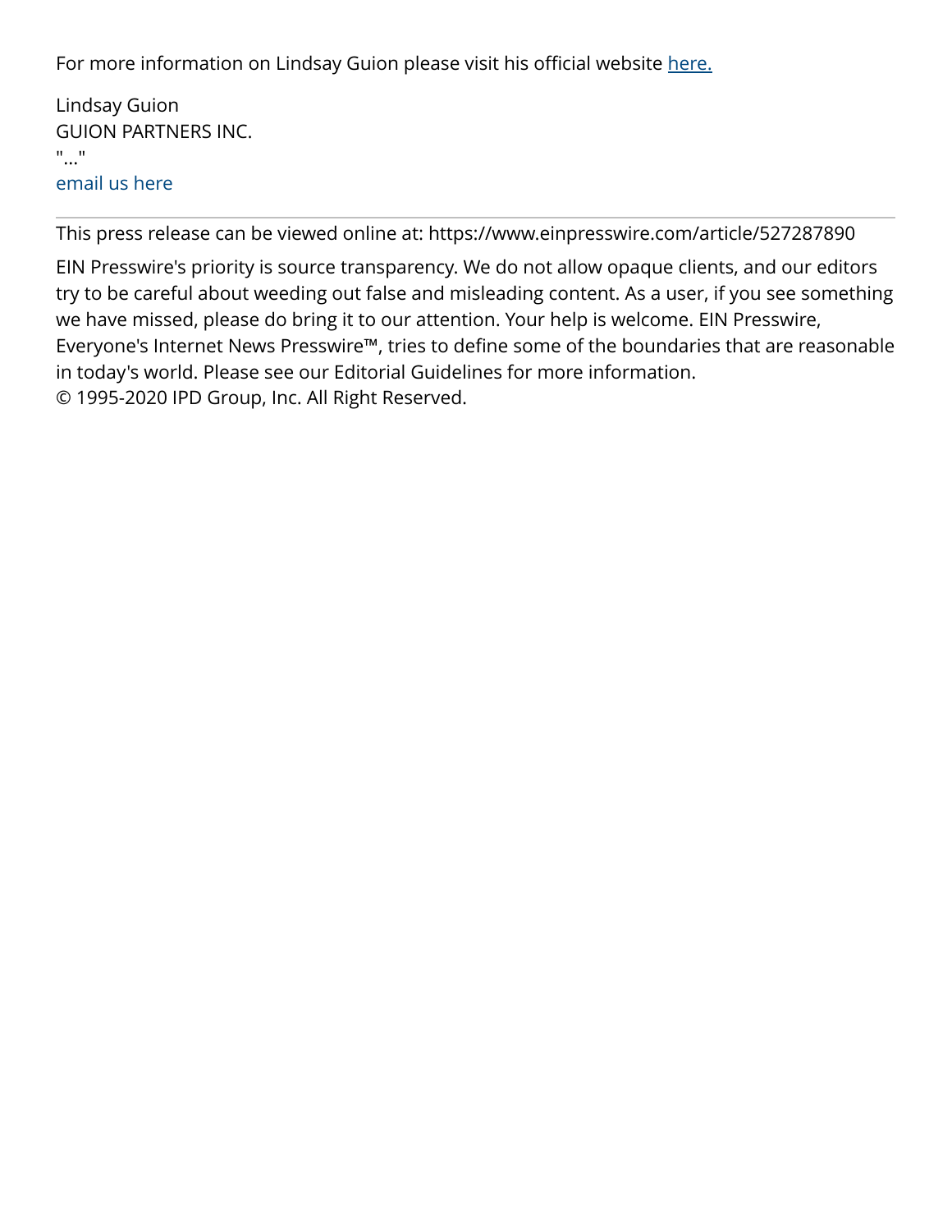For more information on Lindsay Guion please visit his official website [here.](#)

Lindsay Guion
GUION PARTNERS INC.
"..."
email us here

---

This press release can be viewed online at: https://www.einpresswire.com/article/527287890

EIN Presswire's priority is source transparency. We do not allow opaque clients, and our editors try to be careful about weeding out false and misleading content. As a user, if you see something we have missed, please do bring it to our attention. Your help is welcome. EIN Presswire, Everyone's Internet News Presswire™, tries to define some of the boundaries that are reasonable in today's world. Please see our Editorial Guidelines for more information.
© 1995-2020 IPD Group, Inc. All Right Reserved.